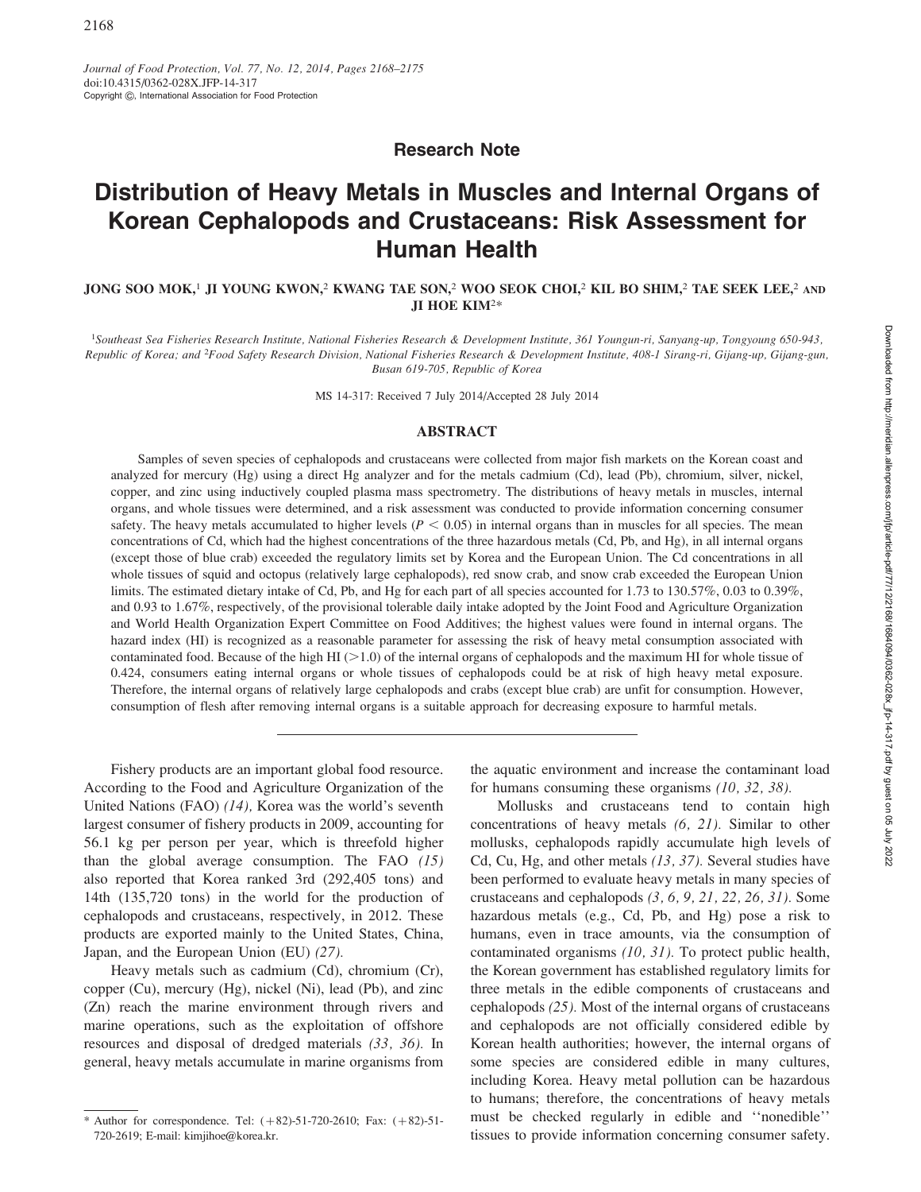Journal of Food Protection, Vol. 77, No. 12, 2014, Pages 2168–2175
doi:10.4315/0362-028X.JFP-14-317
Copyright ©, International Association for Food Protection

**Research Note**

# Distribution of Heavy Metals in Muscles and Internal Organs of Korean Cephalopods and Crustaceans: Risk Assessment for Human Health

JONG SOO MOK,[1] JI YOUNG KWON,[2] KWANG TAE SON,[2] WOO SEOK CHOI,[2] KIL BO SHIM,[2] TAE SEEK LEE,[2] AND JI HOE KIM[2]*

[1]Southeast Sea Fisheries Research Institute, National Fisheries Research & Development Institute, 361 Youngun-ri, Sanyang-up, Tongyoung 650-943, Republic of Korea; and [2]Food Safety Research Division, National Fisheries Research & Development Institute, 408-1 Sirang-ri, Gijang-up, Gijang-gun, Busan 619-705, Republic of Korea

MS 14-317: Received 7 July 2014/Accepted 28 July 2014

## ABSTRACT

Samples of seven species of cephalopods and crustaceans were collected from major fish markets on the Korean coast and analyzed for mercury (Hg) using a direct Hg analyzer and for the metals cadmium (Cd), lead (Pb), chromium, silver, nickel, copper, and zinc using inductively coupled plasma mass spectrometry. The distributions of heavy metals in muscles, internal organs, and whole tissues were determined, and a risk assessment was conducted to provide information concerning consumer safety. The heavy metals accumulated to higher levels ($P < 0.05$) in internal organs than in muscles for all species. The mean concentrations of Cd, which had the highest concentrations of the three hazardous metals (Cd, Pb, and Hg), in all internal organs (except those of blue crab) exceeded the regulatory limits set by Korea and the European Union. The Cd concentrations in all whole tissues of squid and octopus (relatively large cephalopods), red snow crab, and snow crab exceeded the European Union limits. The estimated dietary intake of Cd, Pb, and Hg for each part of all species accounted for 1.73 to 130.57%, 0.03 to 0.39%, and 0.93 to 1.67%, respectively, of the provisional tolerable daily intake adopted by the Joint Food and Agriculture Organization and World Health Organization Expert Committee on Food Additives; the highest values were found in internal organs. The hazard index (HI) is recognized as a reasonable parameter for assessing the risk of heavy metal consumption associated with contaminated food. Because of the high HI (>1.0) of the internal organs of cephalopods and the maximum HI for whole tissue of 0.424, consumers eating internal organs or whole tissues of cephalopods could be at risk of high heavy metal exposure. Therefore, the internal organs of relatively large cephalopods and crabs (except blue crab) are unfit for consumption. However, consumption of flesh after removing internal organs is a suitable approach for decreasing exposure to harmful metals.

---

Fishery products are an important global food resource. According to the Food and Agriculture Organization of the United Nations (FAO) *(14)*, Korea was the world's seventh largest consumer of fishery products in 2009, accounting for 56.1 kg per person per year, which is threefold higher than the global average consumption. The FAO *(15)* also reported that Korea ranked 3rd (292,405 tons) and 14th (135,720 tons) in the world for the production of cephalopods and crustaceans, respectively, in 2012. These products are exported mainly to the United States, China, Japan, and the European Union (EU) *(27)*.

Heavy metals such as cadmium (Cd), chromium (Cr), copper (Cu), mercury (Hg), nickel (Ni), lead (Pb), and zinc (Zn) reach the marine environment through rivers and marine operations, such as the exploitation of offshore resources and disposal of dredged materials *(33, 36)*. In general, heavy metals accumulate in marine organisms from the aquatic environment and increase the contaminant load for humans consuming these organisms *(10, 32, 38)*.

Mollusks and crustaceans tend to contain high concentrations of heavy metals *(6, 21)*. Similar to other mollusks, cephalopods rapidly accumulate high levels of Cd, Cu, Hg, and other metals *(13, 37)*. Several studies have been performed to evaluate heavy metals in many species of crustaceans and cephalopods *(3, 6, 9, 21, 22, 26, 31)*. Some hazardous metals (e.g., Cd, Pb, and Hg) pose a risk to humans, even in trace amounts, via the consumption of contaminated organisms *(10, 31)*. To protect public health, the Korean government has established regulatory limits for three metals in the edible components of crustaceans and cephalopods *(25)*. Most of the internal organs of crustaceans and cephalopods are not officially considered edible by Korean health authorities; however, the internal organs of some species are considered edible in many cultures, including Korea. Heavy metal pollution can be hazardous to humans; therefore, the concentrations of heavy metals must be checked regularly in edible and ''nonedible'' tissues to provide information concerning consumer safety.

---

* Author for correspondence. Tel: (+82)-51-720-2610; Fax: (+82)-51-720-2619; E-mail: kimjihoe@korea.kr.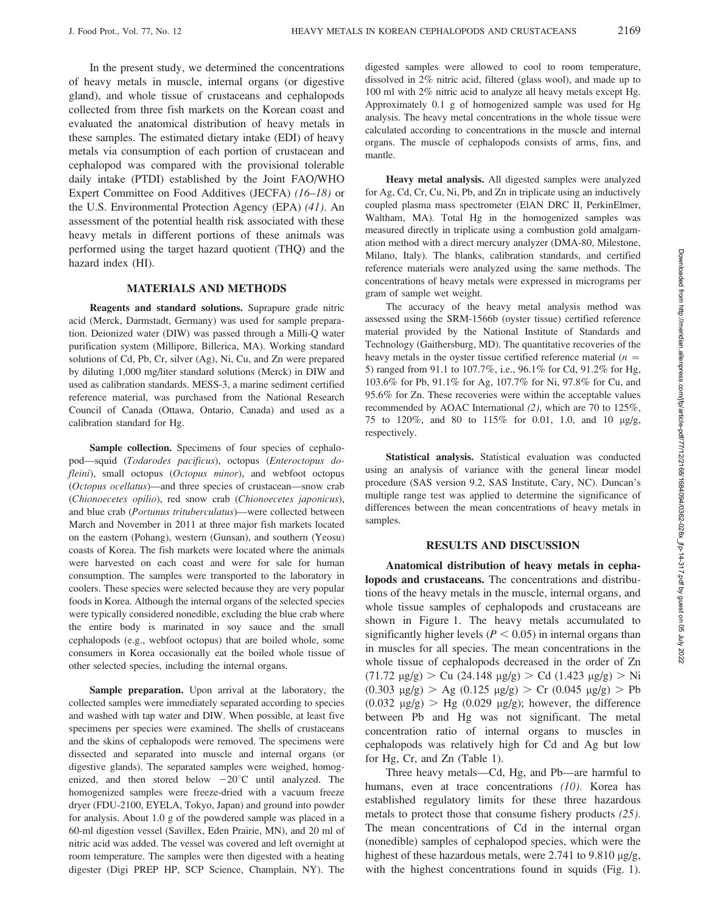In the present study, we determined the concentrations of heavy metals in muscle, internal organs (or digestive gland), and whole tissue of crustaceans and cephalopods collected from three fish markets on the Korean coast and evaluated the anatomical distribution of heavy metals in these samples. The estimated dietary intake (EDI) of heavy metals via consumption of each portion of crustacean and cephalopod was compared with the provisional tolerable daily intake (PTDI) established by the Joint FAO/WHO Expert Committee on Food Additives (JECFA) *(16–18)* or the U.S. Environmental Protection Agency (EPA) *(41)*. An assessment of the potential health risk associated with these heavy metals in different portions of these animals was performed using the target hazard quotient (THQ) and the hazard index (HI).

## MATERIALS AND METHODS

**Reagents and standard solutions.** Suprapure grade nitric acid (Merck, Darmstadt, Germany) was used for sample preparation. Deionized water (DIW) was passed through a Milli-Q water purification system (Millipore, Billerica, MA). Working standard solutions of Cd, Pb, Cr, silver (Ag), Ni, Cu, and Zn were prepared by diluting 1,000 mg/liter standard solutions (Merck) in DIW and used as calibration standards. MESS-3, a marine sediment certified reference material, was purchased from the National Research Council of Canada (Ottawa, Ontario, Canada) and used as a calibration standard for Hg.

**Sample collection.** Specimens of four species of cephalopod—squid (*Todarodes pacificus*), octopus (*Enteroctopus dofleini*), small octopus (*Octopus minor*), and webfoot octopus (*Octopus ocellatus*)—and three species of crustacean—snow crab (*Chionoecetes opilio*), red snow crab (*Chionoecetes japonicus*), and blue crab (*Portunus trituberculatus*)—were collected between March and November in 2011 at three major fish markets located on the eastern (Pohang), western (Gunsan), and southern (Yeosu) coasts of Korea. The fish markets were located where the animals were harvested on each coast and were for sale for human consumption. The samples were transported to the laboratory in coolers. These species were selected because they are very popular foods in Korea. Although the internal organs of the selected species were typically considered nonedible, excluding the blue crab where the entire body is marinated in soy sauce and the small cephalopods (e.g., webfoot octopus) that are boiled whole, some consumers in Korea occasionally eat the boiled whole tissue of other selected species, including the internal organs.

**Sample preparation.** Upon arrival at the laboratory, the collected samples were immediately separated according to species and washed with tap water and DIW. When possible, at least five specimens per species were examined. The shells of crustaceans and the skins of cephalopods were removed. The specimens were dissected and separated into muscle and internal organs (or digestive glands). The separated samples were weighed, homogenized, and then stored below $-20^{\circ}$C until analyzed. The homogenized samples were freeze-dried with a vacuum freeze dryer (FDU-2100, EYELA, Tokyo, Japan) and ground into powder for analysis. About 1.0 g of the powdered sample was placed in a 60-ml digestion vessel (Savillex, Eden Prairie, MN), and 20 ml of nitric acid was added. The vessel was covered and left overnight at room temperature. The samples were then digested with a heating digester (Digi PREP HP, SCP Science, Champlain, NY). The digested samples were allowed to cool to room temperature, dissolved in 2% nitric acid, filtered (glass wool), and made up to 100 ml with 2% nitric acid to analyze all heavy metals except Hg. Approximately 0.1 g of homogenized sample was used for Hg analysis. The heavy metal concentrations in the whole tissue were calculated according to concentrations in the muscle and internal organs. The muscle of cephalopods consists of arms, fins, and mantle.

**Heavy metal analysis.** All digested samples were analyzed for Ag, Cd, Cr, Cu, Ni, Pb, and Zn in triplicate using an inductively coupled plasma mass spectrometer (ElAN DRC II, PerkinElmer, Waltham, MA). Total Hg in the homogenized samples was measured directly in triplicate using a combustion gold amalgamation method with a direct mercury analyzer (DMA-80, Milestone, Milano, Italy). The blanks, calibration standards, and certified reference materials were analyzed using the same methods. The concentrations of heavy metals were expressed in micrograms per gram of sample wet weight.

The accuracy of the heavy metal analysis method was assessed using the SRM-1566b (oyster tissue) certified reference material provided by the National Institute of Standards and Technology (Gaithersburg, MD). The quantitative recoveries of the heavy metals in the oyster tissue certified reference material ($n$ = 5) ranged from 91.1 to 107.7%, i.e., 96.1% for Cd, 91.2% for Hg, 103.6% for Pb, 91.1% for Ag, 107.7% for Ni, 97.8% for Cu, and 95.6% for Zn. These recoveries were within the acceptable values recommended by AOAC International *(2)*, which are 70 to 125%, 75 to 120%, and 80 to 115% for 0.01, 1.0, and 10 μg/g, respectively.

**Statistical analysis.** Statistical evaluation was conducted using an analysis of variance with the general linear model procedure (SAS version 9.2, SAS Institute, Cary, NC). Duncan's multiple range test was applied to determine the significance of differences between the mean concentrations of heavy metals in samples.

## RESULTS AND DISCUSSION

**Anatomical distribution of heavy metals in cephalopods and crustaceans.** The concentrations and distributions of the heavy metals in the muscle, internal organs, and whole tissue samples of cephalopods and crustaceans are shown in Figure 1. The heavy metals accumulated to significantly higher levels ($P < 0.05$) in internal organs than in muscles for all species. The mean concentrations in the whole tissue of cephalopods decreased in the order of Zn (71.72 μg/g) > Cu (24.148 μg/g) > Cd (1.423 μg/g) > Ni (0.303 μg/g) > Ag (0.125 μg/g) > Cr (0.045 μg/g) > Pb (0.032 μg/g) > Hg (0.029 μg/g); however, the difference between Pb and Hg was not significant. The metal concentration ratio of internal organs to muscles in cephalopods was relatively high for Cd and Ag but low for Hg, Cr, and Zn (Table 1).

Three heavy metals—Cd, Hg, and Pb—are harmful to humans, even at trace concentrations *(10)*. Korea has established regulatory limits for these three hazardous metals to protect those that consume fishery products *(25)*. The mean concentrations of Cd in the internal organ (nonedible) samples of cephalopod species, which were the highest of these hazardous metals, were 2.741 to 9.810 μg/g, with the highest concentrations found in squids (Fig. 1).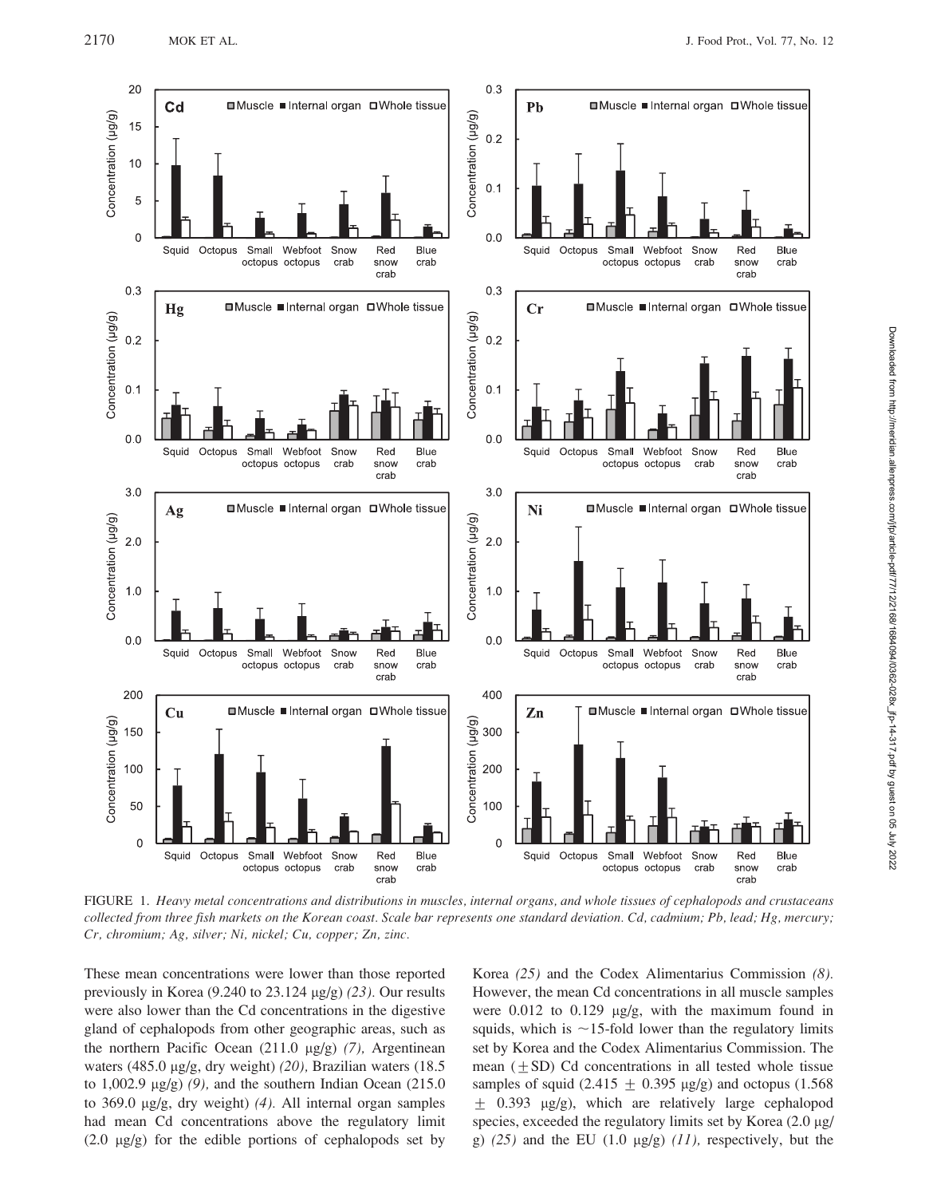FIGURE 1. *Heavy metal concentrations and distributions in muscles, internal organs, and whole tissues of cephalopods and crustaceans collected from three fish markets on the Korean coast. Scale bar represents one standard deviation. Cd, cadmium; Pb, lead; Hg, mercury; Cr, chromium; Ag, silver; Ni, nickel; Cu, copper; Zn, zinc.*

These mean concentrations were lower than those reported previously in Korea (9.240 to 23.124 μg/g) *(23)*. Our results were also lower than the Cd concentrations in the digestive gland of cephalopods from other geographic areas, such as the northern Pacific Ocean (211.0 μg/g) *(7)*, Argentinean waters (485.0 μg/g, dry weight) *(20)*, Brazilian waters (18.5 to 1,002.9 μg/g) *(9)*, and the southern Indian Ocean (215.0 to 369.0 μg/g, dry weight) *(4)*. All internal organ samples had mean Cd concentrations above the regulatory limit (2.0 μg/g) for the edible portions of cephalopods set by Korea *(25)* and the Codex Alimentarius Commission *(8)*. However, the mean Cd concentrations in all muscle samples were 0.012 to 0.129 μg/g, with the maximum found in squids, which is ~15-fold lower than the regulatory limits set by Korea and the Codex Alimentarius Commission. The mean ($\pm$SD) Cd concentrations in all tested whole tissue samples of squid (2.415 $\pm$ 0.395 μg/g) and octopus (1.568 $\pm$ 0.393 μg/g), which are relatively large cephalopod species, exceeded the regulatory limits set by Korea (2.0 μg/g) *(25)* and the EU (1.0 μg/g) *(11)*, respectively, but the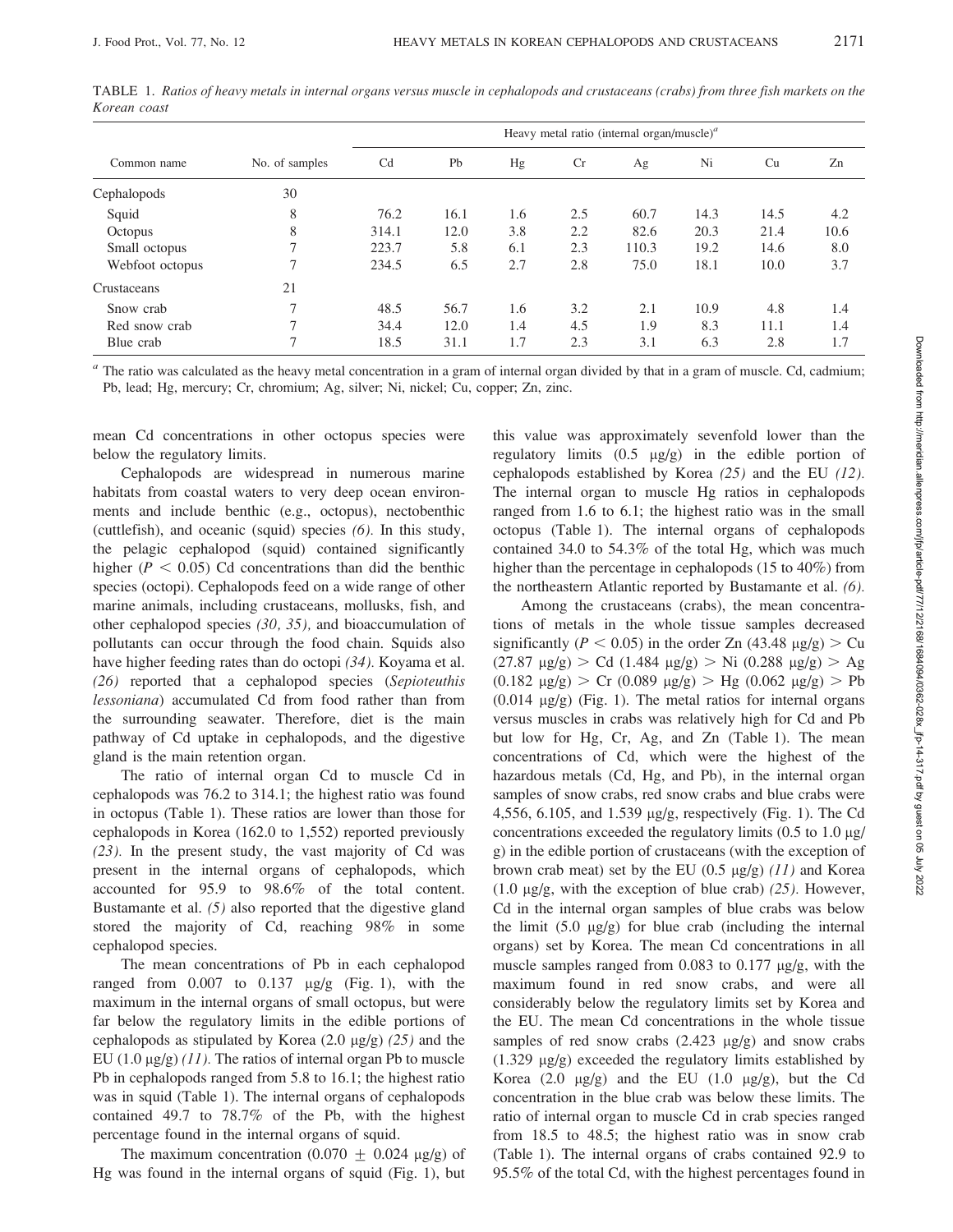TABLE 1. *Ratios of heavy metals in internal organs versus muscle in cephalopods and crustaceans (crabs) from three fish markets on the Korean coast*

| Common name | No. of samples | Heavy metal ratio (internal organ/muscle)[a] | | | | | | | |
|---|---|---|---|---|---|---|---|---|---|
| | | Cd | Pb | Hg | Cr | Ag | Ni | Cu | Zn |
| Cephalopods | 30 | | | | | | | | |
| Squid | 8 | 76.2 | 16.1 | 1.6 | 2.5 | 60.7 | 14.3 | 14.5 | 4.2 |
| Octopus | 8 | 314.1 | 12.0 | 3.8 | 2.2 | 82.6 | 20.3 | 21.4 | 10.6 |
| Small octopus | 7 | 223.7 | 5.8 | 6.1 | 2.3 | 110.3 | 19.2 | 14.6 | 8.0 |
| Webfoot octopus | 7 | 234.5 | 6.5 | 2.7 | 2.8 | 75.0 | 18.1 | 10.0 | 3.7 |
| Crustaceans | 21 | | | | | | | | |
| Snow crab | 7 | 48.5 | 56.7 | 1.6 | 3.2 | 2.1 | 10.9 | 4.8 | 1.4 |
| Red snow crab | 7 | 34.4 | 12.0 | 1.4 | 4.5 | 1.9 | 8.3 | 11.1 | 1.4 |
| Blue crab | 7 | 18.5 | 31.1 | 1.7 | 2.3 | 3.1 | 6.3 | 2.8 | 1.7 |

[a] The ratio was calculated as the heavy metal concentration in a gram of internal organ divided by that in a gram of muscle. Cd, cadmium; Pb, lead; Hg, mercury; Cr, chromium; Ag, silver; Ni, nickel; Cu, copper; Zn, zinc.

mean Cd concentrations in other octopus species were below the regulatory limits.

Cephalopods are widespread in numerous marine habitats from coastal waters to very deep ocean environments and include benthic (e.g., octopus), nectobenthic (cuttlefish), and oceanic (squid) species *(6)*. In this study, the pelagic cephalopod (squid) contained significantly higher ($P < 0.05$) Cd concentrations than did the benthic species (octopi). Cephalopods feed on a wide range of other marine animals, including crustaceans, mollusks, fish, and other cephalopod species *(30, 35)*, and bioaccumulation of pollutants can occur through the food chain. Squids also have higher feeding rates than do octopi *(34)*. Koyama et al. *(26)* reported that a cephalopod species (*Sepioteuthis lessoniana*) accumulated Cd from food rather than from the surrounding seawater. Therefore, diet is the main pathway of Cd uptake in cephalopods, and the digestive gland is the main retention organ.

The ratio of internal organ Cd to muscle Cd in cephalopods was 76.2 to 314.1; the highest ratio was found in octopus (Table 1). These ratios are lower than those for cephalopods in Korea (162.0 to 1,552) reported previously *(23)*. In the present study, the vast majority of Cd was present in the internal organs of cephalopods, which accounted for 95.9 to 98.6% of the total content. Bustamante et al. *(5)* also reported that the digestive gland stored the majority of Cd, reaching 98% in some cephalopod species.

The mean concentrations of Pb in each cephalopod ranged from 0.007 to 0.137 μg/g (Fig. 1), with the maximum in the internal organs of small octopus, but were far below the regulatory limits in the edible portions of cephalopods as stipulated by Korea (2.0 μg/g) *(25)* and the EU (1.0 μg/g) *(11)*. The ratios of internal organ Pb to muscle Pb in cephalopods ranged from 5.8 to 16.1; the highest ratio was in squid (Table 1). The internal organs of cephalopods contained 49.7 to 78.7% of the Pb, with the highest percentage found in the internal organs of squid.

The maximum concentration ($0.070 \pm 0.024$ μg/g) of Hg was found in the internal organs of squid (Fig. 1), but this value was approximately sevenfold lower than the regulatory limits (0.5 μg/g) in the edible portion of cephalopods established by Korea *(25)* and the EU *(12)*. The internal organ to muscle Hg ratios in cephalopods ranged from 1.6 to 6.1; the highest ratio was in the small octopus (Table 1). The internal organs of cephalopods contained 34.0 to 54.3% of the total Hg, which was much higher than the percentage in cephalopods (15 to 40%) from the northeastern Atlantic reported by Bustamante et al. *(6)*.

Among the crustaceans (crabs), the mean concentrations of metals in the whole tissue samples decreased significantly ($P < 0.05$) in the order Zn (43.48 μg/g) > Cu (27.87 μg/g) > Cd (1.484 μg/g) > Ni (0.288 μg/g) > Ag (0.182 μg/g) > Cr (0.089 μg/g) > Hg (0.062 μg/g) > Pb (0.014 μg/g) (Fig. 1). The metal ratios for internal organs versus muscles in crabs was relatively high for Cd and Pb but low for Hg, Cr, Ag, and Zn (Table 1). The mean concentrations of Cd, which were the highest of the hazardous metals (Cd, Hg, and Pb), in the internal organ samples of snow crabs, red snow crabs and blue crabs were 4,556, 6.105, and 1.539 μg/g, respectively (Fig. 1). The Cd concentrations exceeded the regulatory limits (0.5 to 1.0 μg/g) in the edible portion of crustaceans (with the exception of brown crab meat) set by the EU (0.5 μg/g) *(11)* and Korea (1.0 μg/g, with the exception of blue crab) *(25)*. However, Cd in the internal organ samples of blue crabs was below the limit (5.0 μg/g) for blue crab (including the internal organs) set by Korea. The mean Cd concentrations in all muscle samples ranged from 0.083 to 0.177 μg/g, with the maximum found in red snow crabs, and were all considerably below the regulatory limits set by Korea and the EU. The mean Cd concentrations in the whole tissue samples of red snow crabs (2.423 μg/g) and snow crabs (1.329 μg/g) exceeded the regulatory limits established by Korea (2.0 μg/g) and the EU (1.0 μg/g), but the Cd concentration in the blue crab was below these limits. The ratio of internal organ to muscle Cd in crab species ranged from 18.5 to 48.5; the highest ratio was in snow crab (Table 1). The internal organs of crabs contained 92.9 to 95.5% of the total Cd, with the highest percentages found in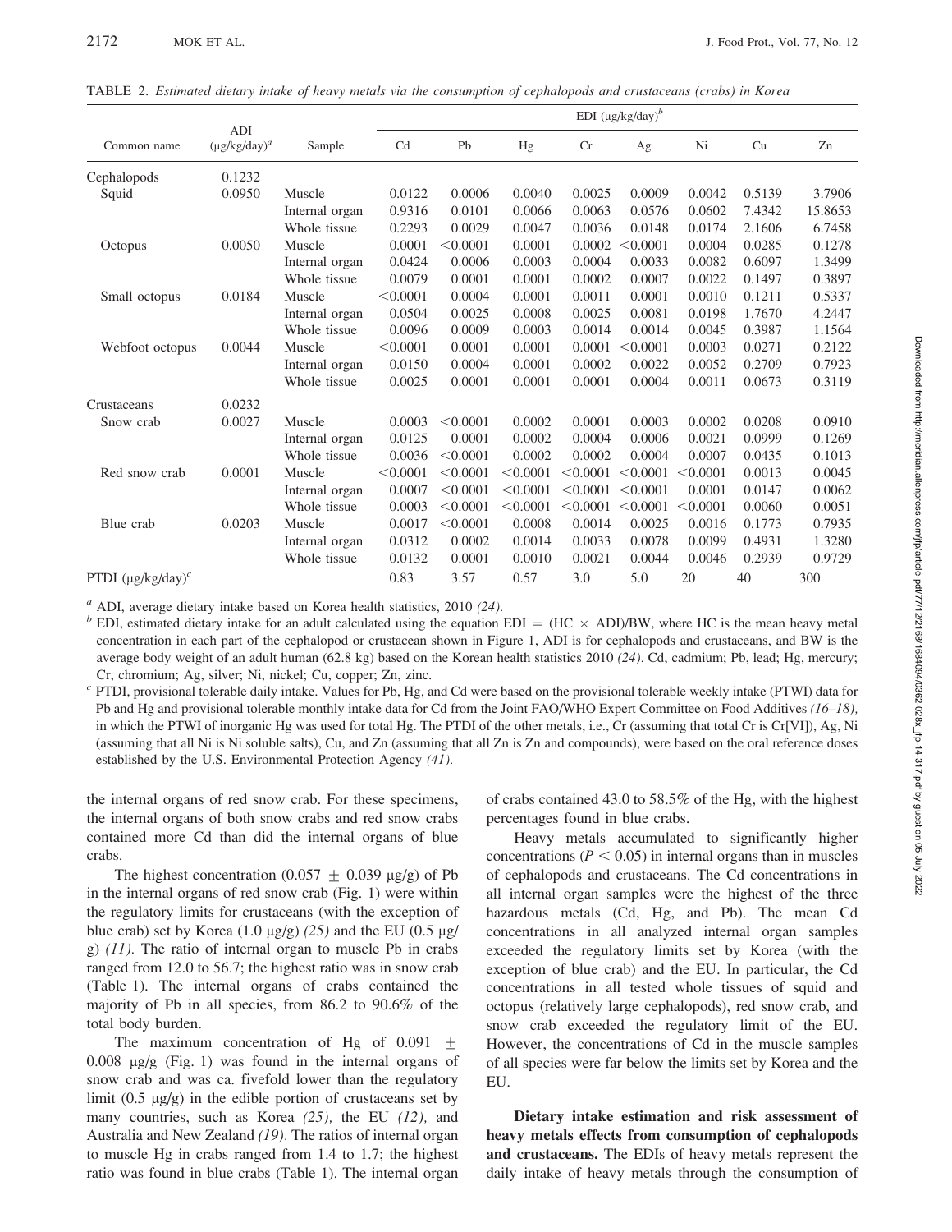TABLE 2. *Estimated dietary intake of heavy metals via the consumption of cephalopods and crustaceans (crabs) in Korea*

| Common name | ADI (μg/kg/day)[a] | Sample | EDI (μg/kg/day)[b] | | | | | | | |
|---|---|---|---|---|---|---|---|---|---|---|
| | | | Cd | Pb | Hg | Cr | Ag | Ni | Cu | Zn |
| Cephalopods | 0.1232 | | | | | | | | | |
| Squid | 0.0950 | Muscle | 0.0122 | 0.0006 | 0.0040 | 0.0025 | 0.0009 | 0.0042 | 0.5139 | 3.7906 |
| | | Internal organ | 0.9316 | 0.0101 | 0.0066 | 0.0063 | 0.0576 | 0.0602 | 7.4342 | 15.8653 |
| | | Whole tissue | 0.2293 | 0.0029 | 0.0047 | 0.0036 | 0.0148 | 0.0174 | 2.1606 | 6.7458 |
| Octopus | 0.0050 | Muscle | 0.0001 | <0.0001 | 0.0001 | 0.0002 | <0.0001 | 0.0004 | 0.0285 | 0.1278 |
| | | Internal organ | 0.0424 | 0.0006 | 0.0003 | 0.0004 | 0.0033 | 0.0082 | 0.6097 | 1.3499 |
| | | Whole tissue | 0.0079 | 0.0001 | 0.0001 | 0.0002 | 0.0007 | 0.0022 | 0.1497 | 0.3897 |
| Small octopus | 0.0184 | Muscle | <0.0001 | 0.0004 | 0.0001 | 0.0011 | 0.0001 | 0.0010 | 0.1211 | 0.5337 |
| | | Internal organ | 0.0504 | 0.0025 | 0.0008 | 0.0025 | 0.0081 | 0.0198 | 1.7670 | 4.2447 |
| | | Whole tissue | 0.0096 | 0.0009 | 0.0003 | 0.0014 | 0.0014 | 0.0045 | 0.3987 | 1.1564 |
| Webfoot octopus | 0.0044 | Muscle | <0.0001 | 0.0001 | 0.0001 | 0.0001 | <0.0001 | 0.0003 | 0.0271 | 0.2122 |
| | | Internal organ | 0.0150 | 0.0004 | 0.0001 | 0.0002 | 0.0022 | 0.0052 | 0.2709 | 0.7923 |
| | | Whole tissue | 0.0025 | 0.0001 | 0.0001 | 0.0001 | 0.0004 | 0.0011 | 0.0673 | 0.3119 |
| Crustaceans | 0.0232 | | | | | | | | | |
| Snow crab | 0.0027 | Muscle | 0.0003 | <0.0001 | 0.0002 | 0.0001 | 0.0003 | 0.0002 | 0.0208 | 0.0910 |
| | | Internal organ | 0.0125 | 0.0001 | 0.0002 | 0.0004 | 0.0006 | 0.0021 | 0.0999 | 0.1269 |
| | | Whole tissue | 0.0036 | <0.0001 | 0.0002 | 0.0002 | 0.0004 | 0.0007 | 0.0435 | 0.1013 |
| Red snow crab | 0.0001 | Muscle | <0.0001 | <0.0001 | <0.0001 | <0.0001 | <0.0001 | <0.0001 | 0.0013 | 0.0045 |
| | | Internal organ | 0.0007 | <0.0001 | <0.0001 | <0.0001 | <0.0001 | 0.0001 | 0.0147 | 0.0062 |
| | | Whole tissue | 0.0003 | <0.0001 | <0.0001 | <0.0001 | <0.0001 | <0.0001 | 0.0060 | 0.0051 |
| Blue crab | 0.0203 | Muscle | 0.0017 | <0.0001 | 0.0008 | 0.0014 | 0.0025 | 0.0016 | 0.1773 | 0.7935 |
| | | Internal organ | 0.0312 | 0.0002 | 0.0014 | 0.0033 | 0.0078 | 0.0099 | 0.4931 | 1.3280 |
| | | Whole tissue | 0.0132 | 0.0001 | 0.0010 | 0.0021 | 0.0044 | 0.0046 | 0.2939 | 0.9729 |
| PTDI (μg/kg/day)[c] | | | 0.83 | 3.57 | 0.57 | 3.0 | 5.0 | 20 | 40 | 300 |

[a] ADI, average dietary intake based on Korea health statistics, 2010 *(24)*.

[b] EDI, estimated dietary intake for an adult calculated using the equation EDI = (HC × ADI)/BW, where HC is the mean heavy metal concentration in each part of the cephalopod or crustacean shown in Figure 1, ADI is for cephalopods and crustaceans, and BW is the average body weight of an adult human (62.8 kg) based on the Korean health statistics 2010 *(24)*. Cd, cadmium; Pb, lead; Hg, mercury; Cr, chromium; Ag, silver; Ni, nickel; Cu, copper; Zn, zinc.

[c] PTDI, provisional tolerable daily intake. Values for Pb, Hg, and Cd were based on the provisional tolerable weekly intake (PTWI) data for Pb and Hg and provisional tolerable monthly intake data for Cd from the Joint FAO/WHO Expert Committee on Food Additives *(16–18)*, in which the PTWI of inorganic Hg was used for total Hg. The PTDI of the other metals, i.e., Cr (assuming that total Cr is Cr[VI]), Ag, Ni (assuming that all Ni is Ni soluble salts), Cu, and Zn (assuming that all Zn is Zn and compounds), were based on the oral reference doses established by the U.S. Environmental Protection Agency *(41)*.

the internal organs of red snow crab. For these specimens, the internal organs of both snow crabs and red snow crabs contained more Cd than did the internal organs of blue crabs.

The highest concentration (0.057 ± 0.039 μg/g) of Pb in the internal organs of red snow crab (Fig. 1) were within the regulatory limits for crustaceans (with the exception of blue crab) set by Korea (1.0 μg/g) *(25)* and the EU (0.5 μg/g) *(11)*. The ratio of internal organ to muscle Pb in crabs ranged from 12.0 to 56.7; the highest ratio was in snow crab (Table 1). The internal organs of crabs contained the majority of Pb in all species, from 86.2 to 90.6% of the total body burden.

The maximum concentration of Hg of 0.091 ± 0.008 μg/g (Fig. 1) was found in the internal organs of snow crab and was ca. fivefold lower than the regulatory limit (0.5 μg/g) in the edible portion of crustaceans set by many countries, such as Korea *(25)*, the EU *(12)*, and Australia and New Zealand *(19)*. The ratios of internal organ to muscle Hg in crabs ranged from 1.4 to 1.7; the highest ratio was found in blue crabs (Table 1). The internal organ of crabs contained 43.0 to 58.5% of the Hg, with the highest percentages found in blue crabs.

Heavy metals accumulated to significantly higher concentrations ($P < 0.05$) in internal organs than in muscles of cephalopods and crustaceans. The Cd concentrations in all internal organ samples were the highest of the three hazardous metals (Cd, Hg, and Pb). The mean Cd concentrations in all analyzed internal organ samples exceeded the regulatory limits set by Korea (with the exception of blue crab) and the EU. In particular, the Cd concentrations in all tested whole tissues of squid and octopus (relatively large cephalopods), red snow crab, and snow crab exceeded the regulatory limit of the EU. However, the concentrations of Cd in the muscle samples of all species were far below the limits set by Korea and the EU.

**Dietary intake estimation and risk assessment of heavy metals effects from consumption of cephalopods and crustaceans.** The EDIs of heavy metals represent the daily intake of heavy metals through the consumption of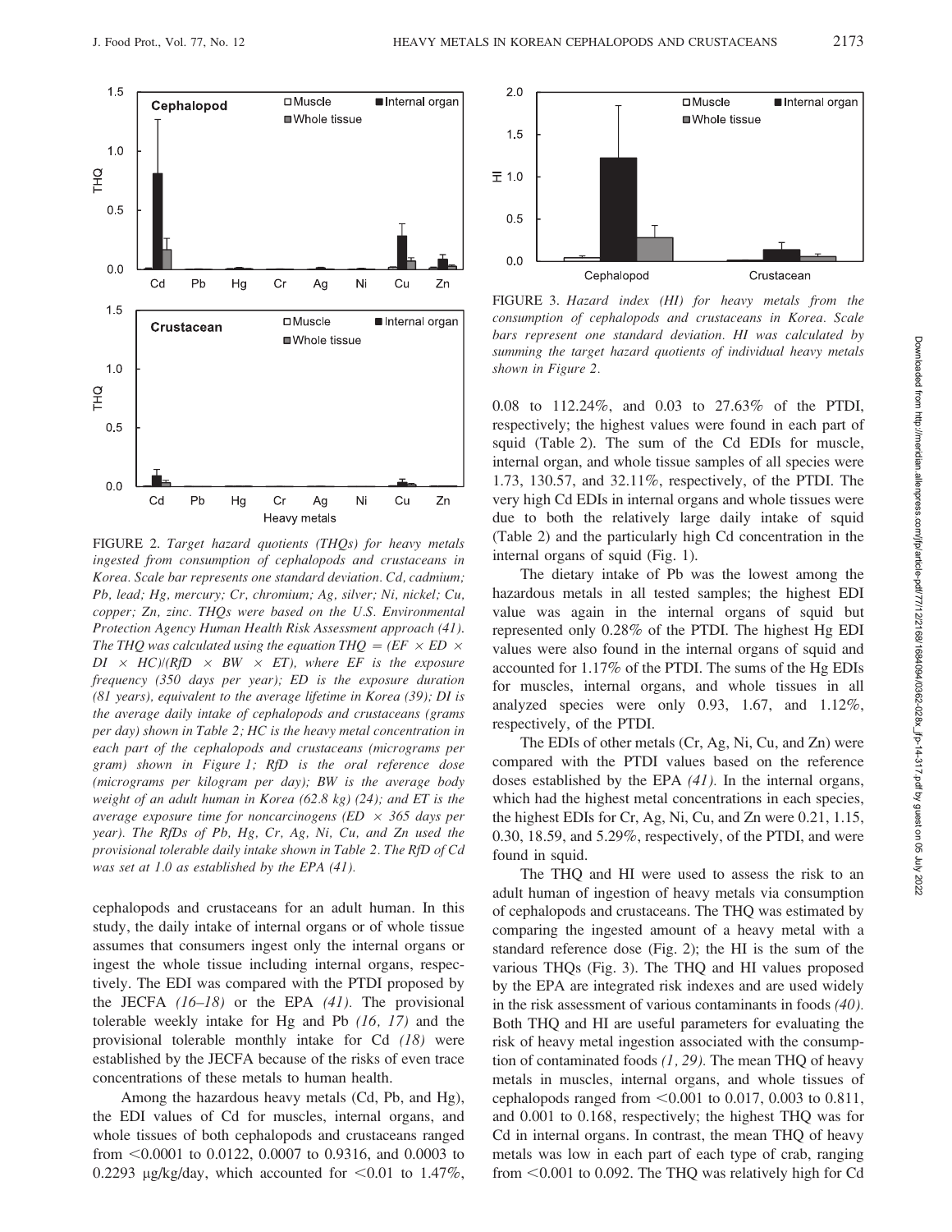FIGURE 2. *Target hazard quotients (THQs) for heavy metals ingested from consumption of cephalopods and crustaceans in Korea. Scale bar represents one standard deviation. Cd, cadmium; Pb, lead; Hg, mercury; Cr, chromium; Ag, silver; Ni, nickel; Cu, copper; Zn, zinc. THQs were based on the U.S. Environmental Protection Agency Human Health Risk Assessment approach (41). The THQ was calculated using the equation THQ = (EF × ED × DI × HC)/(RfD × BW × ET), where EF is the exposure frequency (350 days per year); ED is the exposure duration (81 years), equivalent to the average lifetime in Korea (39); DI is the average daily intake of cephalopods and crustaceans (grams per day) shown in Table 2; HC is the heavy metal concentration in each part of the cephalopods and crustaceans (micrograms per gram) shown in Figure 1; RfD is the oral reference dose (micrograms per kilogram per day); BW is the average body weight of an adult human in Korea (62.8 kg) (24); and ET is the average exposure time for noncarcinogens (ED × 365 days per year). The RfDs of Pb, Hg, Cr, Ag, Ni, Cu, and Zn used the provisional tolerable daily intake shown in Table 2. The RfD of Cd was set at 1.0 as established by the EPA (41).*

FIGURE 3. *Hazard index (HI) for heavy metals from the consumption of cephalopods and crustaceans in Korea. Scale bars represent one standard deviation. HI was calculated by summing the target hazard quotients of individual heavy metals shown in Figure 2.*

cephalopods and crustaceans for an adult human. In this study, the daily intake of internal organs or of whole tissue assumes that consumers ingest only the internal organs or ingest the whole tissue including internal organs, respectively. The EDI was compared with the PTDI proposed by the JECFA *(16–18)* or the EPA *(41)*. The provisional tolerable weekly intake for Hg and Pb *(16, 17)* and the provisional tolerable monthly intake for Cd *(18)* were established by the JECFA because of the risks of even trace concentrations of these metals to human health.

Among the hazardous heavy metals (Cd, Pb, and Hg), the EDI values of Cd for muscles, internal organs, and whole tissues of both cephalopods and crustaceans ranged from <0.0001 to 0.0122, 0.0007 to 0.9316, and 0.0003 to 0.2293 μg/kg/day, which accounted for <0.01 to 1.47%, 0.08 to 112.24%, and 0.03 to 27.63% of the PTDI, respectively; the highest values were found in each part of squid (Table 2). The sum of the Cd EDIs for muscle, internal organ, and whole tissue samples of all species were 1.73, 130.57, and 32.11%, respectively, of the PTDI. The very high Cd EDIs in internal organs and whole tissues were due to both the relatively large daily intake of squid (Table 2) and the particularly high Cd concentration in the internal organs of squid (Fig. 1).

The dietary intake of Pb was the lowest among the hazardous metals in all tested samples; the highest EDI value was again in the internal organs of squid but represented only 0.28% of the PTDI. The highest Hg EDI values were also found in the internal organs of squid and accounted for 1.17% of the PTDI. The sums of the Hg EDIs for muscles, internal organs, and whole tissues in all analyzed species were only 0.93, 1.67, and 1.12%, respectively, of the PTDI.

The EDIs of other metals (Cr, Ag, Ni, Cu, and Zn) were compared with the PTDI values based on the reference doses established by the EPA *(41)*. In the internal organs, which had the highest metal concentrations in each species, the highest EDIs for Cr, Ag, Ni, Cu, and Zn were 0.21, 1.15, 0.30, 18.59, and 5.29%, respectively, of the PTDI, and were found in squid.

The THQ and HI were used to assess the risk to an adult human of ingestion of heavy metals via consumption of cephalopods and crustaceans. The THQ was estimated by comparing the ingested amount of a heavy metal with a standard reference dose (Fig. 2); the HI is the sum of the various THQs (Fig. 3). The THQ and HI values proposed by the EPA are integrated risk indexes and are used widely in the risk assessment of various contaminants in foods *(40)*. Both THQ and HI are useful parameters for evaluating the risk of heavy metal ingestion associated with the consumption of contaminated foods *(1, 29)*. The mean THQ of heavy metals in muscles, internal organs, and whole tissues of cephalopods ranged from <0.001 to 0.017, 0.003 to 0.811, and 0.001 to 0.168, respectively; the highest THQ was for Cd in internal organs. In contrast, the mean THQ of heavy metals was low in each part of each type of crab, ranging from <0.001 to 0.092. The THQ was relatively high for Cd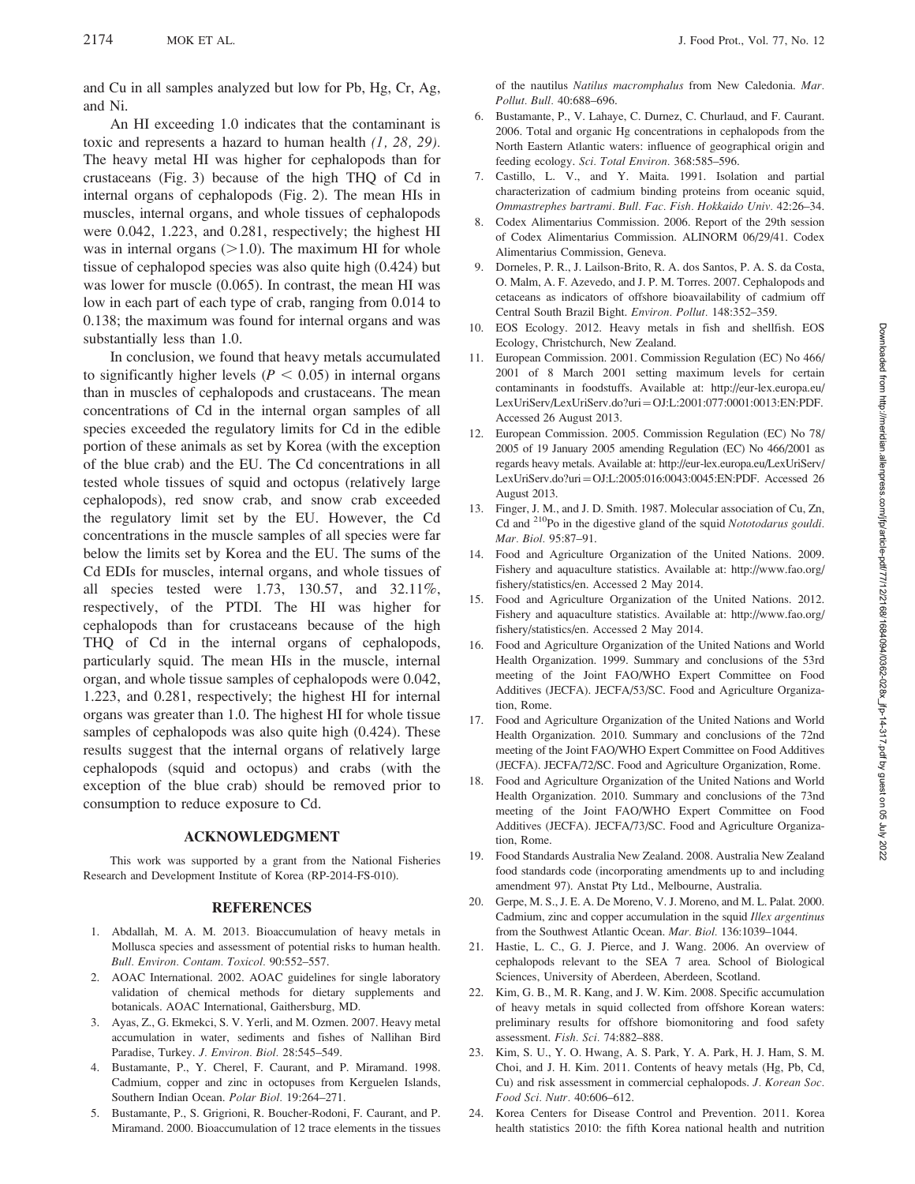and Cu in all samples analyzed but low for Pb, Hg, Cr, Ag, and Ni.

An HI exceeding 1.0 indicates that the contaminant is toxic and represents a hazard to human health *(1, 28, 29)*. The heavy metal HI was higher for cephalopods than for crustaceans (Fig. 3) because of the high THQ of Cd in internal organs of cephalopods (Fig. 2). The mean HIs in muscles, internal organs, and whole tissues of cephalopods were 0.042, 1.223, and 0.281, respectively; the highest HI was in internal organs (>1.0). The maximum HI for whole tissue of cephalopod species was also quite high (0.424) but was lower for muscle (0.065). In contrast, the mean HI was low in each part of each type of crab, ranging from 0.014 to 0.138; the maximum was found for internal organs and was substantially less than 1.0.

In conclusion, we found that heavy metals accumulated to significantly higher levels ($P < 0.05$) in internal organs than in muscles of cephalopods and crustaceans. The mean concentrations of Cd in the internal organ samples of all species exceeded the regulatory limits for Cd in the edible portion of these animals as set by Korea (with the exception of the blue crab) and the EU. The Cd concentrations in all tested whole tissues of squid and octopus (relatively large cephalopods), red snow crab, and snow crab exceeded the regulatory limit set by the EU. However, the Cd concentrations in the muscle samples of all species were far below the limits set by Korea and the EU. The sums of the Cd EDIs for muscles, internal organs, and whole tissues of all species tested were 1.73, 130.57, and 32.11%, respectively, of the PTDI. The HI was higher for cephalopods than for crustaceans because of the high THQ of Cd in the internal organs of cephalopods, particularly squid. The mean HIs in the muscle, internal organ, and whole tissue samples of cephalopods were 0.042, 1.223, and 0.281, respectively; the highest HI for internal organs was greater than 1.0. The highest HI for whole tissue samples of cephalopods was also quite high (0.424). These results suggest that the internal organs of relatively large cephalopods (squid and octopus) and crabs (with the exception of the blue crab) should be removed prior to consumption to reduce exposure to Cd.

## ACKNOWLEDGMENT

This work was supported by a grant from the National Fisheries Research and Development Institute of Korea (RP-2014-FS-010).

## REFERENCES

1. Abdallah, M. A. M. 2013. Bioaccumulation of heavy metals in Mollusca species and assessment of potential risks to human health. *Bull. Environ. Contam. Toxicol.* 90:552–557.
2. AOAC International. 2002. AOAC guidelines for single laboratory validation of chemical methods for dietary supplements and botanicals. AOAC International, Gaithersburg, MD.
3. Ayas, Z., G. Ekmekci, S. V. Yerli, and M. Ozmen. 2007. Heavy metal accumulation in water, sediments and fishes of Nallihan Bird Paradise, Turkey. *J. Environ. Biol.* 28:545–549.
4. Bustamante, P., Y. Cherel, F. Caurant, and P. Miramand. 1998. Cadmium, copper and zinc in octopuses from Kerguelen Islands, Southern Indian Ocean. *Polar Biol.* 19:264–271.
5. Bustamante, P., S. Grigrioni, R. Boucher-Rodoni, F. Caurant, and P. Miramand. 2000. Bioaccumulation of 12 trace elements in the tissues of the nautilus *Natilus macromphalus* from New Caledonia. *Mar. Pollut. Bull.* 40:688–696.
6. Bustamante, P., V. Lahaye, C. Durnez, C. Churlaud, and F. Caurant. 2006. Total and organic Hg concentrations in cephalopods from the North Eastern Atlantic waters: influence of geographical origin and feeding ecology. *Sci. Total Environ.* 368:585–596.
7. Castillo, L. V., and Y. Maita. 1991. Isolation and partial characterization of cadmium binding proteins from oceanic squid, *Ommastrephes bartrami*. *Bull. Fac. Fish. Hokkaido Univ.* 42:26–34.
8. Codex Alimentarius Commission. 2006. Report of the 29th session of Codex Alimentarius Commission. ALINORM 06/29/41. Codex Alimentarius Commission, Geneva.
9. Dorneles, P. R., J. Lailson-Brito, R. A. dos Santos, P. A. S. da Costa, O. Malm, A. F. Azevedo, and J. P. M. Torres. 2007. Cephalopods and cetaceans as indicators of offshore bioavailability of cadmium off Central South Brazil Bight. *Environ. Pollut.* 148:352–359.
10. EOS Ecology. 2012. Heavy metals in fish and shellfish. EOS Ecology, Christchurch, New Zealand.
11. European Commission. 2001. Commission Regulation (EC) No 466/2001 of 8 March 2001 setting maximum levels for certain contaminants in foodstuffs. Available at: http://eur-lex.europa.eu/LexUriServ/LexUriServ.do?uri=OJ:L:2001:077:0001:0013:EN:PDF. Accessed 26 August 2013.
12. European Commission. 2005. Commission Regulation (EC) No 78/2005 of 19 January 2005 amending Regulation (EC) No 466/2001 as regards heavy metals. Available at: http://eur-lex.europa.eu/LexUriServ/LexUriServ.do?uri=OJ:L:2005:016:0043:0045:EN:PDF. Accessed 26 August 2013.
13. Finger, J. M., and J. D. Smith. 1987. Molecular association of Cu, Zn, Cd and $^{210}$Po in the digestive gland of the squid *Nototodarus gouldi*. *Mar. Biol.* 95:87–91.
14. Food and Agriculture Organization of the United Nations. 2009. Fishery and aquaculture statistics. Available at: http://www.fao.org/fishery/statistics/en. Accessed 2 May 2014.
15. Food and Agriculture Organization of the United Nations. 2012. Fishery and aquaculture statistics. Available at: http://www.fao.org/fishery/statistics/en. Accessed 2 May 2014.
16. Food and Agriculture Organization of the United Nations and World Health Organization. 1999. Summary and conclusions of the 53rd meeting of the Joint FAO/WHO Expert Committee on Food Additives (JECFA). JECFA/53/SC. Food and Agriculture Organization, Rome.
17. Food and Agriculture Organization of the United Nations and World Health Organization. 2010. Summary and conclusions of the 72nd meeting of the Joint FAO/WHO Expert Committee on Food Additives (JECFA). JECFA/72/SC. Food and Agriculture Organization, Rome.
18. Food and Agriculture Organization of the United Nations and World Health Organization. 2010. Summary and conclusions of the 73nd meeting of the Joint FAO/WHO Expert Committee on Food Additives (JECFA). JECFA/73/SC. Food and Agriculture Organization, Rome.
19. Food Standards Australia New Zealand. 2008. Australia New Zealand food standards code (incorporating amendments up to and including amendment 97). Anstat Pty Ltd., Melbourne, Australia.
20. Gerpe, M. S., J. E. A. De Moreno, V. J. Moreno, and M. L. Palat. 2000. Cadmium, zinc and copper accumulation in the squid *Illex argentinus* from the Southwest Atlantic Ocean. *Mar. Biol.* 136:1039–1044.
21. Hastie, L. C., G. J. Pierce, and J. Wang. 2006. An overview of cephalopods relevant to the SEA 7 area. School of Biological Sciences, University of Aberdeen, Aberdeen, Scotland.
22. Kim, G. B., M. R. Kang, and J. W. Kim. 2008. Specific accumulation of heavy metals in squid collected from offshore Korean waters: preliminary results for offshore biomonitoring and food safety assessment. *Fish. Sci.* 74:882–888.
23. Kim, S. U., Y. O. Hwang, A. S. Park, Y. A. Park, H. J. Ham, S. M. Choi, and J. H. Kim. 2011. Contents of heavy metals (Hg, Pb, Cd, Cu) and risk assessment in commercial cephalopods. *J. Korean Soc. Food Sci. Nutr.* 40:606–612.
24. Korea Centers for Disease Control and Prevention. 2011. Korea health statistics 2010: the fifth Korea national health and nutrition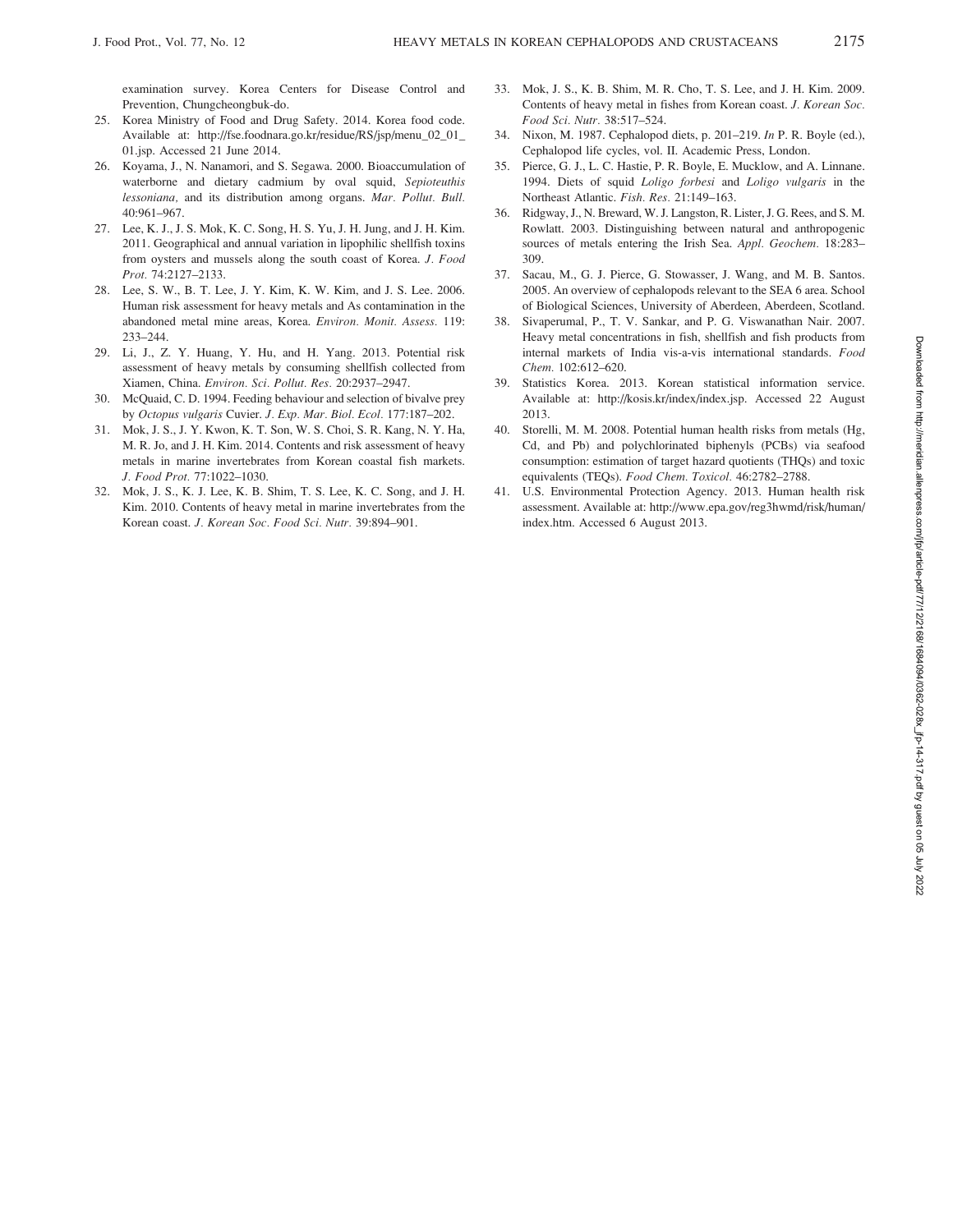examination survey. Korea Centers for Disease Control and Prevention, Chungcheongbuk-do.

25. Korea Ministry of Food and Drug Safety. 2014. Korea food code. Available at: http://fse.foodnara.go.kr/residue/RS/jsp/menu_02_01_01.jsp. Accessed 21 June 2014.
26. Koyama, J., N. Nanamori, and S. Segawa. 2000. Bioaccumulation of waterborne and dietary cadmium by oval squid, *Sepioteuthis lessoniana,* and its distribution among organs. *Mar. Pollut. Bull.* 40:961–967.
27. Lee, K. J., J. S. Mok, K. C. Song, H. S. Yu, J. H. Jung, and J. H. Kim. 2011. Geographical and annual variation in lipophilic shellfish toxins from oysters and mussels along the south coast of Korea. *J. Food Prot.* 74:2127–2133.
28. Lee, S. W., B. T. Lee, J. Y. Kim, K. W. Kim, and J. S. Lee. 2006. Human risk assessment for heavy metals and As contamination in the abandoned metal mine areas, Korea. *Environ. Monit. Assess.* 119: 233–244.
29. Li, J., Z. Y. Huang, Y. Hu, and H. Yang. 2013. Potential risk assessment of heavy metals by consuming shellfish collected from Xiamen, China. *Environ. Sci. Pollut. Res.* 20:2937–2947.
30. McQuaid, C. D. 1994. Feeding behaviour and selection of bivalve prey by *Octopus vulgaris* Cuvier. *J. Exp. Mar. Biol. Ecol.* 177:187–202.
31. Mok, J. S., J. Y. Kwon, K. T. Son, W. S. Choi, S. R. Kang, N. Y. Ha, M. R. Jo, and J. H. Kim. 2014. Contents and risk assessment of heavy metals in marine invertebrates from Korean coastal fish markets. *J. Food Prot.* 77:1022–1030.
32. Mok, J. S., K. J. Lee, K. B. Shim, T. S. Lee, K. C. Song, and J. H. Kim. 2010. Contents of heavy metal in marine invertebrates from the Korean coast. *J. Korean Soc. Food Sci. Nutr.* 39:894–901.
33. Mok, J. S., K. B. Shim, M. R. Cho, T. S. Lee, and J. H. Kim. 2009. Contents of heavy metal in fishes from Korean coast. *J. Korean Soc. Food Sci. Nutr.* 38:517–524.
34. Nixon, M. 1987. Cephalopod diets, p. 201–219. *In* P. R. Boyle (ed.), Cephalopod life cycles, vol. II. Academic Press, London.
35. Pierce, G. J., L. C. Hastie, P. R. Boyle, E. Mucklow, and A. Linnane. 1994. Diets of squid *Loligo forbesi* and *Loligo vulgaris* in the Northeast Atlantic. *Fish. Res.* 21:149–163.
36. Ridgway, J., N. Breward, W. J. Langston, R. Lister, J. G. Rees, and S. M. Rowlatt. 2003. Distinguishing between natural and anthropogenic sources of metals entering the Irish Sea. *Appl. Geochem.* 18:283–309.
37. Sacau, M., G. J. Pierce, G. Stowasser, J. Wang, and M. B. Santos. 2005. An overview of cephalopods relevant to the SEA 6 area. School of Biological Sciences, University of Aberdeen, Aberdeen, Scotland.
38. Sivaperumal, P., T. V. Sankar, and P. G. Viswanathan Nair. 2007. Heavy metal concentrations in fish, shellfish and fish products from internal markets of India vis-a-vis international standards. *Food Chem.* 102:612–620.
39. Statistics Korea. 2013. Korean statistical information service. Available at: http://kosis.kr/index/index.jsp. Accessed 22 August 2013.
40. Storelli, M. M. 2008. Potential human health risks from metals (Hg, Cd, and Pb) and polychlorinated biphenyls (PCBs) via seafood consumption: estimation of target hazard quotients (THQs) and toxic equivalents (TEQs). *Food Chem. Toxicol.* 46:2782–2788.
41. U.S. Environmental Protection Agency. 2013. Human health risk assessment. Available at: http://www.epa.gov/reg3hwmd/risk/human/index.htm. Accessed 6 August 2013.